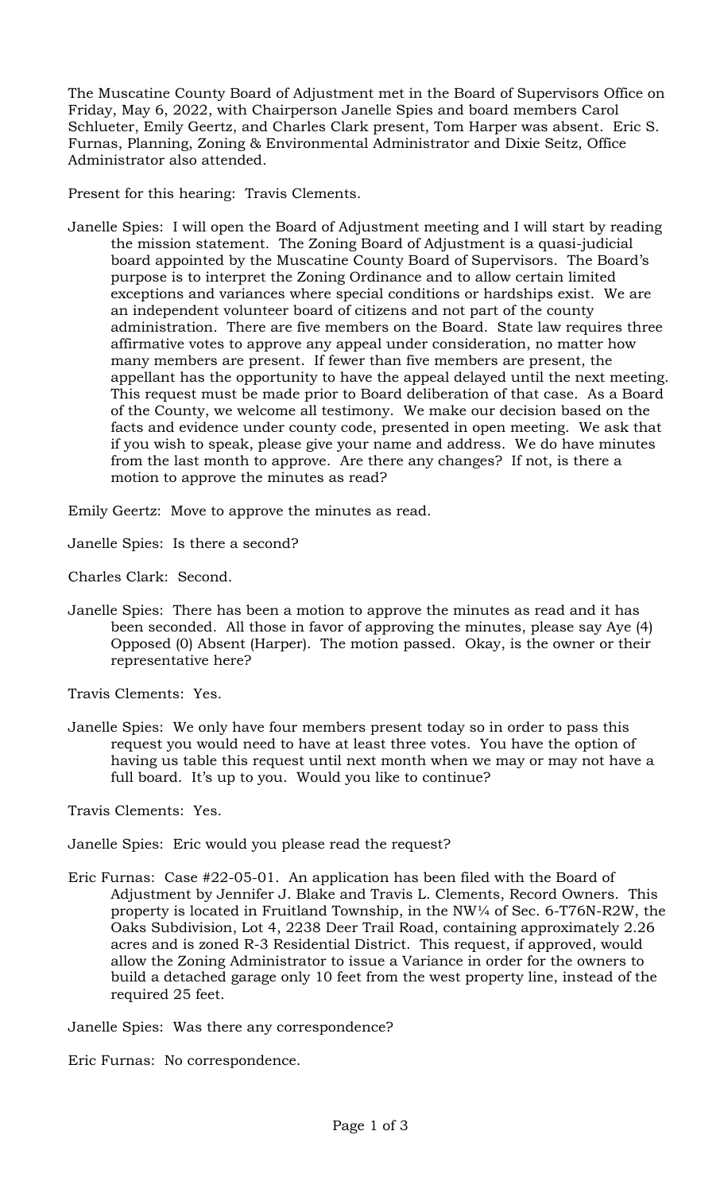The Muscatine County Board of Adjustment met in the Board of Supervisors Office on Friday, May 6, 2022, with Chairperson Janelle Spies and board members Carol Schlueter, Emily Geertz, and Charles Clark present, Tom Harper was absent. Eric S. Furnas, Planning, Zoning & Environmental Administrator and Dixie Seitz, Office Administrator also attended.

Present for this hearing: Travis Clements.

Janelle Spies: I will open the Board of Adjustment meeting and I will start by reading the mission statement. The Zoning Board of Adjustment is a quasi-judicial board appointed by the Muscatine County Board of Supervisors. The Board's purpose is to interpret the Zoning Ordinance and to allow certain limited exceptions and variances where special conditions or hardships exist. We are an independent volunteer board of citizens and not part of the county administration. There are five members on the Board. State law requires three affirmative votes to approve any appeal under consideration, no matter how many members are present. If fewer than five members are present, the appellant has the opportunity to have the appeal delayed until the next meeting. This request must be made prior to Board deliberation of that case. As a Board of the County, we welcome all testimony. We make our decision based on the facts and evidence under county code, presented in open meeting. We ask that if you wish to speak, please give your name and address. We do have minutes from the last month to approve. Are there any changes? If not, is there a motion to approve the minutes as read?

Emily Geertz: Move to approve the minutes as read.

Janelle Spies: Is there a second?

Charles Clark: Second.

Janelle Spies: There has been a motion to approve the minutes as read and it has been seconded. All those in favor of approving the minutes, please say Aye (4) Opposed (0) Absent (Harper). The motion passed. Okay, is the owner or their representative here?

Travis Clements: Yes.

Janelle Spies: We only have four members present today so in order to pass this request you would need to have at least three votes. You have the option of having us table this request until next month when we may or may not have a full board. It's up to you. Would you like to continue?

Travis Clements: Yes.

Janelle Spies: Eric would you please read the request?

Eric Furnas: Case #22-05-01. An application has been filed with the Board of Adjustment by Jennifer J. Blake and Travis L. Clements, Record Owners. This property is located in Fruitland Township, in the NW¼ of Sec. 6-T76N-R2W, the Oaks Subdivision, Lot 4, 2238 Deer Trail Road, containing approximately 2.26 acres and is zoned R-3 Residential District. This request, if approved, would allow the Zoning Administrator to issue a Variance in order for the owners to build a detached garage only 10 feet from the west property line, instead of the required 25 feet.

Janelle Spies: Was there any correspondence?

Eric Furnas: No correspondence.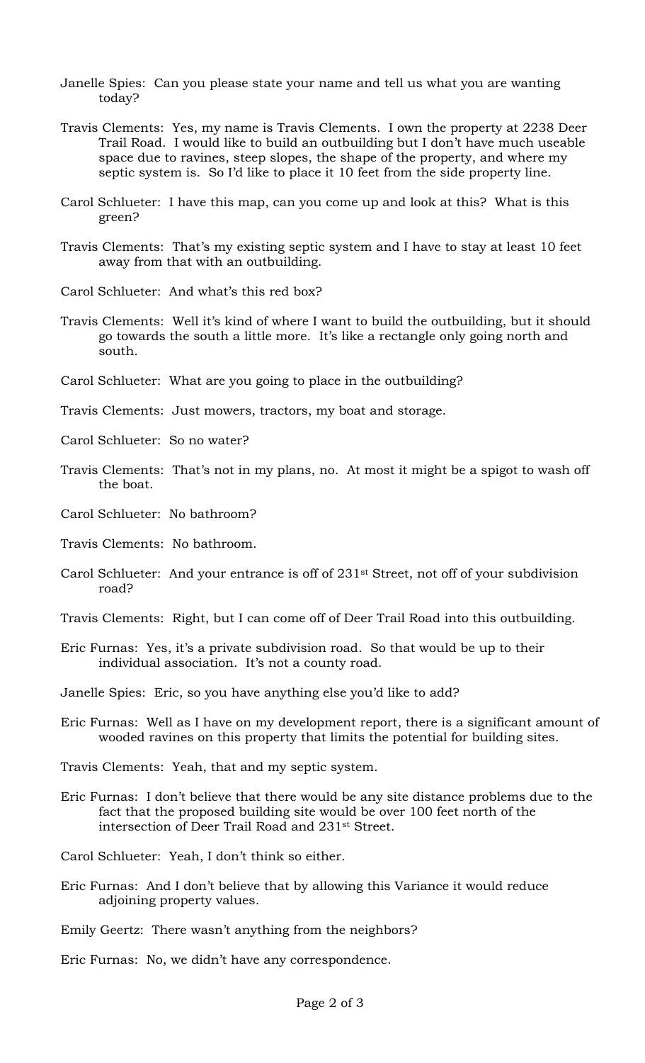Janelle Spies: Can you please state your name and tell us what you are wanting today?

Travis Clements: Yes, my name is Travis Clements. I own the property at 2238 Deer Trail Road. I would like to build an outbuilding but I don't have much useable space due to ravines, steep slopes, the shape of the property, and where my septic system is. So I'd like to place it 10 feet from the side property line.

Carol Schlueter: I have this map, can you come up and look at this? What is this green?

Travis Clements: That's my existing septic system and I have to stay at least 10 feet away from that with an outbuilding.

Carol Schlueter: And what's this red box?

Travis Clements: Well it's kind of where I want to build the outbuilding, but it should go towards the south a little more. It's like a rectangle only going north and south.

Carol Schlueter: What are you going to place in the outbuilding?

Travis Clements: Just mowers, tractors, my boat and storage.

Carol Schlueter: So no water?

Travis Clements: That's not in my plans, no. At most it might be a spigot to wash off the boat.

Carol Schlueter: No bathroom?

Travis Clements: No bathroom.

Carol Schlueter: And your entrance is off of 231st Street, not off of your subdivision road?

Travis Clements: Right, but I can come off of Deer Trail Road into this outbuilding.

Eric Furnas: Yes, it's a private subdivision road. So that would be up to their individual association. It's not a county road.

Janelle Spies: Eric, so you have anything else you'd like to add?

Eric Furnas: Well as I have on my development report, there is a significant amount of wooded ravines on this property that limits the potential for building sites.

Travis Clements: Yeah, that and my septic system.

Eric Furnas: I don't believe that there would be any site distance problems due to the fact that the proposed building site would be over 100 feet north of the intersection of Deer Trail Road and 231st Street.

Carol Schlueter: Yeah, I don't think so either.

Eric Furnas: And I don't believe that by allowing this Variance it would reduce adjoining property values.

Emily Geertz: There wasn't anything from the neighbors?

Eric Furnas: No, we didn't have any correspondence.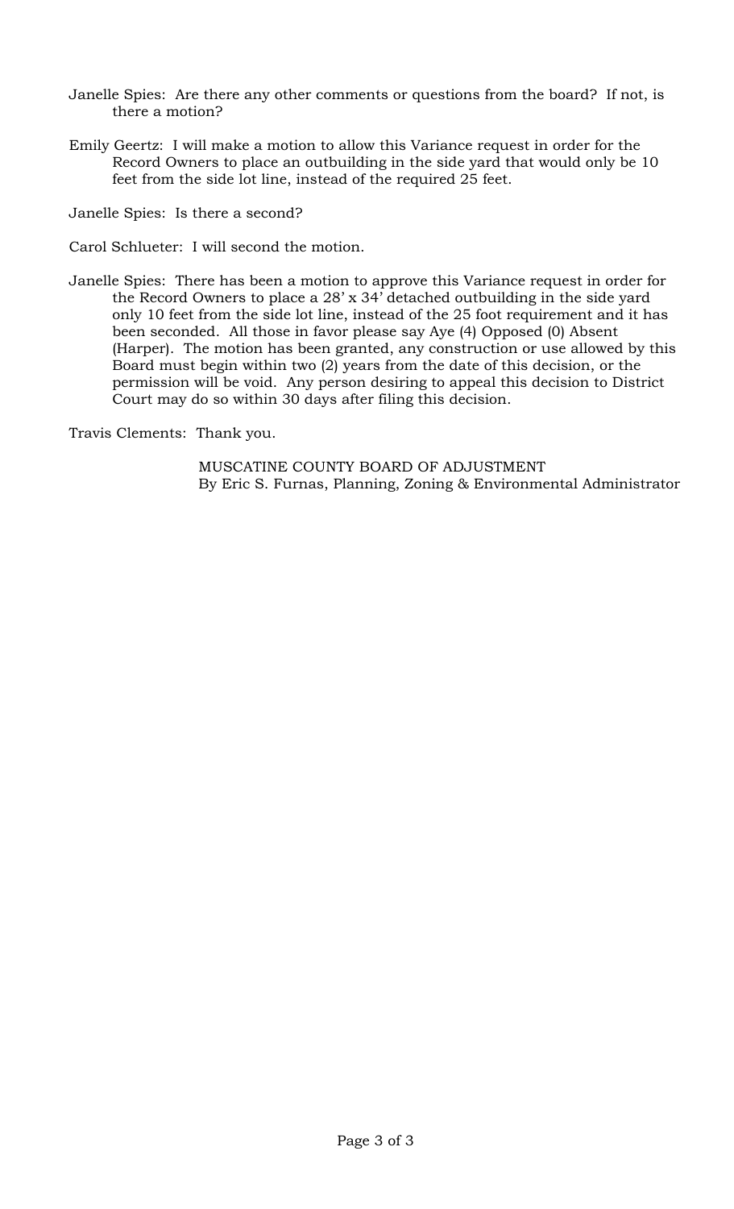Janelle Spies: Are there any other comments or questions from the board? If not, is there a motion?

Emily Geertz: I will make a motion to allow this Variance request in order for the Record Owners to place an outbuilding in the side yard that would only be 10 feet from the side lot line, instead of the required 25 feet.

Janelle Spies: Is there a second?

Carol Schlueter: I will second the motion.

Janelle Spies: There has been a motion to approve this Variance request in order for the Record Owners to place a 28' x 34' detached outbuilding in the side yard only 10 feet from the side lot line, instead of the 25 foot requirement and it has been seconded. All those in favor please say Aye (4) Opposed (0) Absent (Harper). The motion has been granted, any construction or use allowed by this Board must begin within two (2) years from the date of this decision, or the permission will be void. Any person desiring to appeal this decision to District Court may do so within 30 days after filing this decision.

Travis Clements: Thank you.

MUSCATINE COUNTY BOARD OF ADJUSTMENT
By Eric S. Furnas, Planning, Zoning & Environmental Administrator